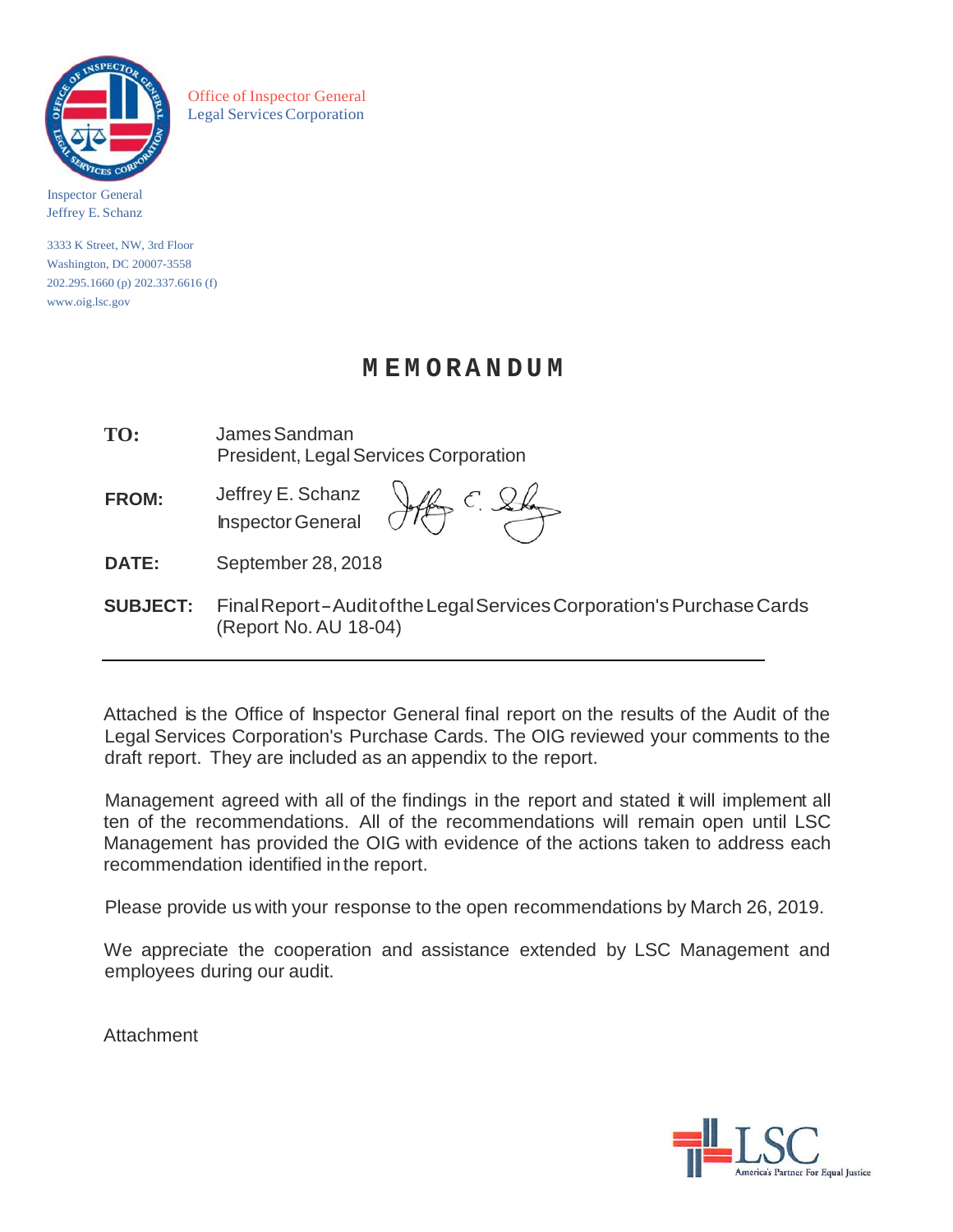Office of Inspector General
Legal Services Corporation

Inspector General
Jeffrey E. Schanz

3333 K Street, NW, 3rd Floor
Washington, DC 20007-3558
202.295.1660 (p) 202.337.6616 (f)
www.oig.lsc.gov

# MEMORANDUM

**TO:** James Sandman
President, Legal Services Corporation

**FROM:** Jeffrey E. Schanz
Inspector General

**DATE:** September 28, 2018

**SUBJECT:** Final Report – Audit of the Legal Services Corporation's Purchase Cards (Report No. AU 18-04)

---

Attached is the Office of Inspector General final report on the results of the Audit of the Legal Services Corporation's Purchase Cards. The OIG reviewed your comments to the draft report. They are included as an appendix to the report.

Management agreed with all of the findings in the report and stated it will implement all ten of the recommendations. All of the recommendations will remain open until LSC Management has provided the OIG with evidence of the actions taken to address each recommendation identified in the report.

Please provide us with your response to the open recommendations by March 26, 2019.

We appreciate the cooperation and assistance extended by LSC Management and employees during our audit.

Attachment

LSC
America's Partner For Equal Justice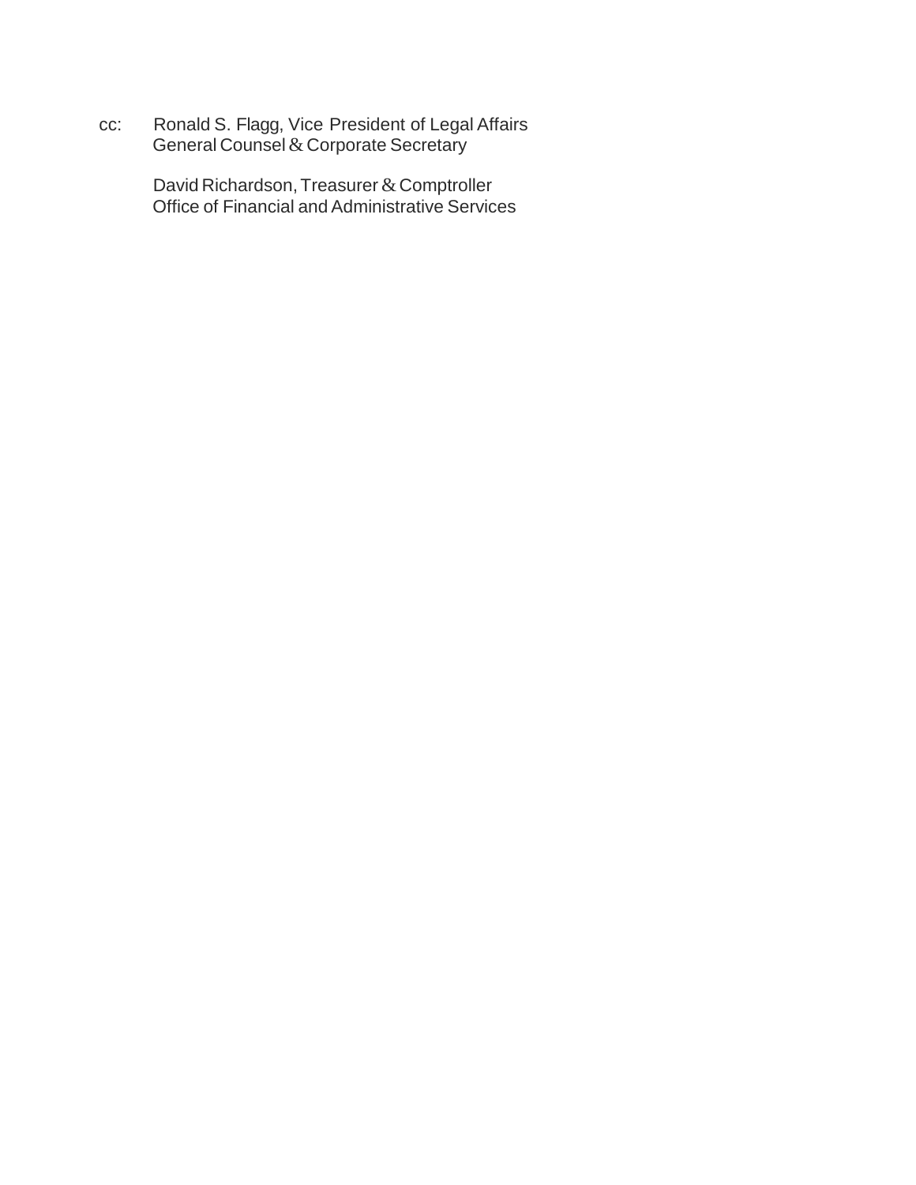cc: Ronald S. Flagg, Vice President of Legal Affairs
General Counsel & Corporate Secretary

David Richardson, Treasurer & Comptroller
Office of Financial and Administrative Services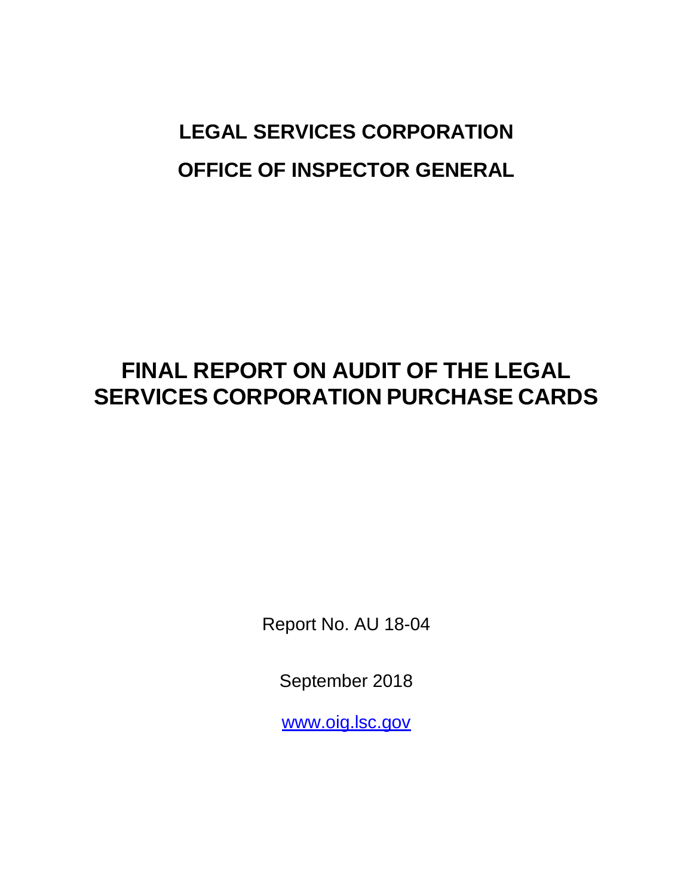# LEGAL SERVICES CORPORATION

# OFFICE OF INSPECTOR GENERAL

# FINAL REPORT ON AUDIT OF THE LEGAL SERVICES CORPORATION PURCHASE CARDS

Report No. AU 18-04

September 2018

www.oig.lsc.gov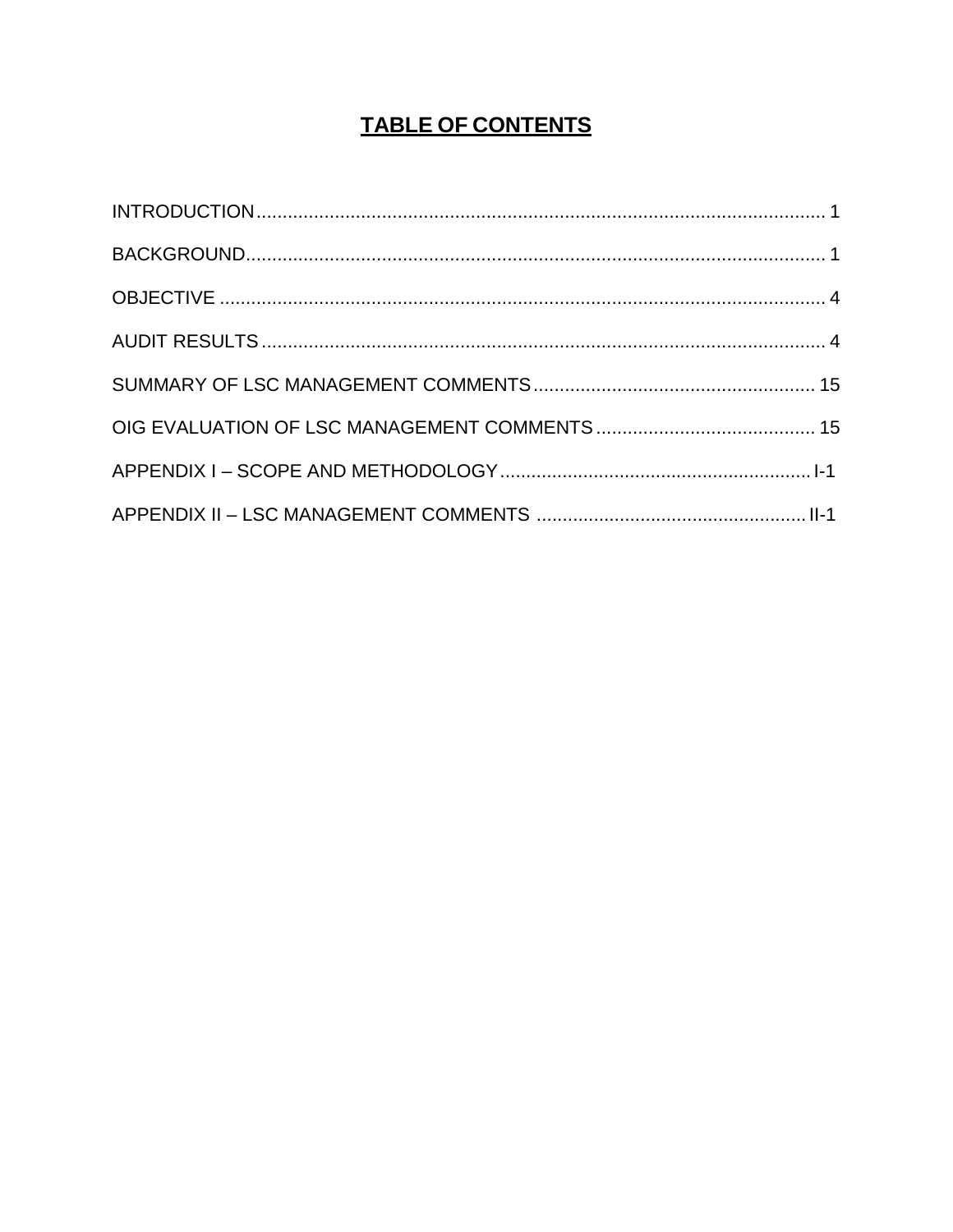# TABLE OF CONTENTS

INTRODUCTION ........................................................................................................ 1

BACKGROUND.......................................................................................................... 1

OBJECTIVE .............................................................................................................. 4

AUDIT RESULTS ....................................................................................................... 4

SUMMARY OF LSC MANAGEMENT COMMENTS ..................................................... 15

OIG EVALUATION OF LSC MANAGEMENT COMMENTS .......................................... 15

APPENDIX I – SCOPE AND METHODOLOGY ........................................................... I-1

APPENDIX II – LSC MANAGEMENT COMMENTS ..................................................... II-1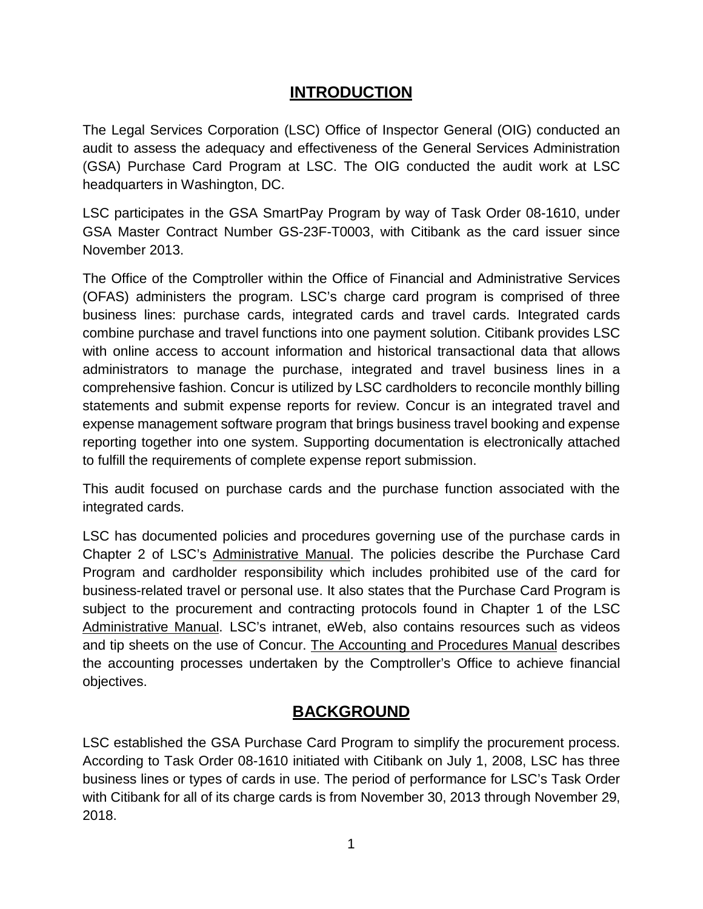# INTRODUCTION

The Legal Services Corporation (LSC) Office of Inspector General (OIG) conducted an audit to assess the adequacy and effectiveness of the General Services Administration (GSA) Purchase Card Program at LSC. The OIG conducted the audit work at LSC headquarters in Washington, DC.

LSC participates in the GSA SmartPay Program by way of Task Order 08-1610, under GSA Master Contract Number GS-23F-T0003, with Citibank as the card issuer since November 2013.

The Office of the Comptroller within the Office of Financial and Administrative Services (OFAS) administers the program. LSC's charge card program is comprised of three business lines: purchase cards, integrated cards and travel cards. Integrated cards combine purchase and travel functions into one payment solution. Citibank provides LSC with online access to account information and historical transactional data that allows administrators to manage the purchase, integrated and travel business lines in a comprehensive fashion. Concur is utilized by LSC cardholders to reconcile monthly billing statements and submit expense reports for review. Concur is an integrated travel and expense management software program that brings business travel booking and expense reporting together into one system. Supporting documentation is electronically attached to fulfill the requirements of complete expense report submission.

This audit focused on purchase cards and the purchase function associated with the integrated cards.

LSC has documented policies and procedures governing use of the purchase cards in Chapter 2 of LSC's Administrative Manual. The policies describe the Purchase Card Program and cardholder responsibility which includes prohibited use of the card for business-related travel or personal use. It also states that the Purchase Card Program is subject to the procurement and contracting protocols found in Chapter 1 of the LSC Administrative Manual. LSC's intranet, eWeb, also contains resources such as videos and tip sheets on the use of Concur. The Accounting and Procedures Manual describes the accounting processes undertaken by the Comptroller's Office to achieve financial objectives.

# BACKGROUND

LSC established the GSA Purchase Card Program to simplify the procurement process. According to Task Order 08-1610 initiated with Citibank on July 1, 2008, LSC has three business lines or types of cards in use. The period of performance for LSC's Task Order with Citibank for all of its charge cards is from November 30, 2013 through November 29, 2018.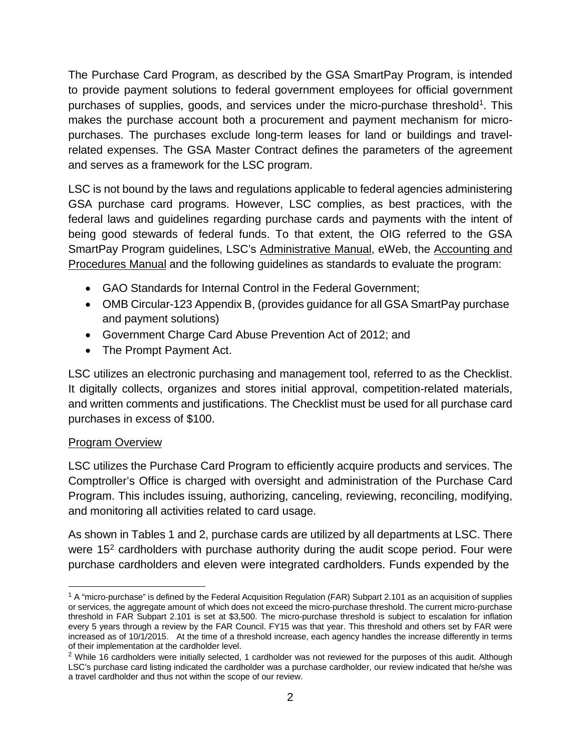The Purchase Card Program, as described by the GSA SmartPay Program, is intended to provide payment solutions to federal government employees for official government purchases of supplies, goods, and services under the micro-purchase threshold[1]. This makes the purchase account both a procurement and payment mechanism for micro-purchases. The purchases exclude long-term leases for land or buildings and travel-related expenses. The GSA Master Contract defines the parameters of the agreement and serves as a framework for the LSC program.

LSC is not bound by the laws and regulations applicable to federal agencies administering GSA purchase card programs. However, LSC complies, as best practices, with the federal laws and guidelines regarding purchase cards and payments with the intent of being good stewards of federal funds. To that extent, the OIG referred to the GSA SmartPay Program guidelines, LSC's Administrative Manual, eWeb, the Accounting and Procedures Manual and the following guidelines as standards to evaluate the program:

- GAO Standards for Internal Control in the Federal Government;
- OMB Circular-123 Appendix B, (provides guidance for all GSA SmartPay purchase and payment solutions)
- Government Charge Card Abuse Prevention Act of 2012; and
- The Prompt Payment Act.

LSC utilizes an electronic purchasing and management tool, referred to as the Checklist. It digitally collects, organizes and stores initial approval, competition-related materials, and written comments and justifications. The Checklist must be used for all purchase card purchases in excess of $100.

Program Overview

LSC utilizes the Purchase Card Program to efficiently acquire products and services. The Comptroller's Office is charged with oversight and administration of the Purchase Card Program. This includes issuing, authorizing, canceling, reviewing, reconciling, modifying, and monitoring all activities related to card usage.

As shown in Tables 1 and 2, purchase cards are utilized by all departments at LSC. There were 15[2] cardholders with purchase authority during the audit scope period. Four were purchase cardholders and eleven were integrated cardholders. Funds expended by the

[1] A "micro-purchase" is defined by the Federal Acquisition Regulation (FAR) Subpart 2.101 as an acquisition of supplies or services, the aggregate amount of which does not exceed the micro-purchase threshold. The current micro-purchase threshold in FAR Subpart 2.101 is set at $3,500. The micro-purchase threshold is subject to escalation for inflation every 5 years through a review by the FAR Council. FY15 was that year. This threshold and others set by FAR were increased as of 10/1/2015. At the time of a threshold increase, each agency handles the increase differently in terms of their implementation at the cardholder level.

[2] While 16 cardholders were initially selected, 1 cardholder was not reviewed for the purposes of this audit. Although LSC's purchase card listing indicated the cardholder was a purchase cardholder, our review indicated that he/she was a travel cardholder and thus not within the scope of our review.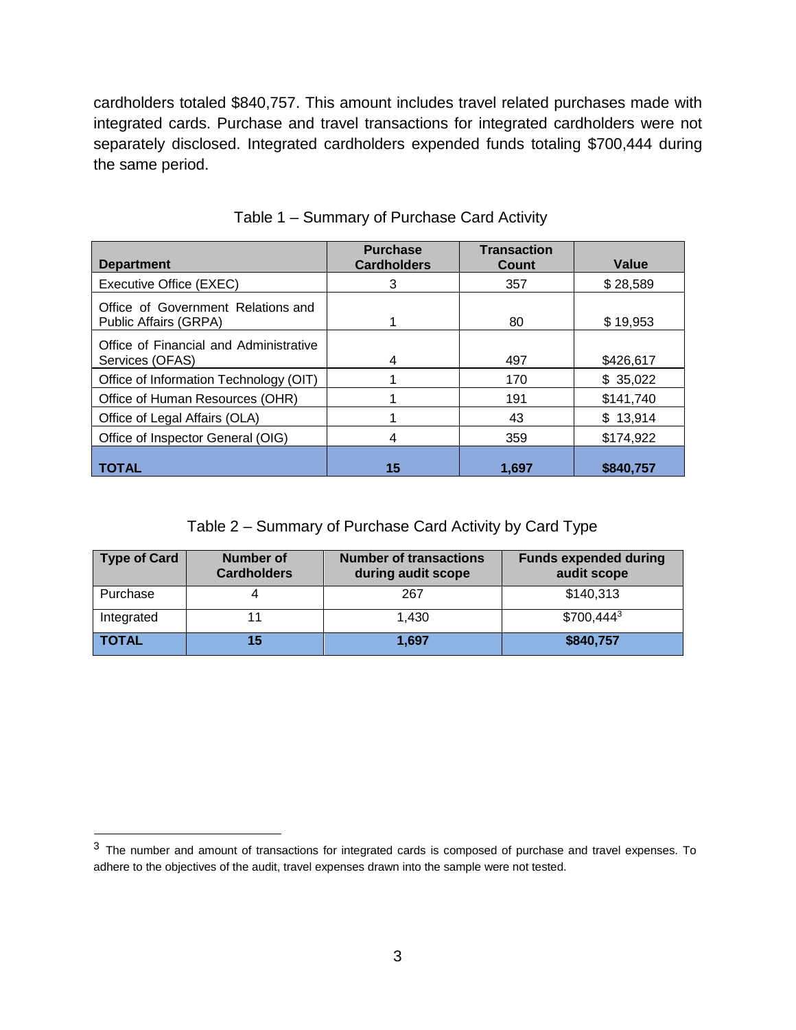cardholders totaled $840,757. This amount includes travel related purchases made with integrated cards. Purchase and travel transactions for integrated cardholders were not separately disclosed. Integrated cardholders expended funds totaling $700,444 during the same period.

Table 1 – Summary of Purchase Card Activity

| Department | Purchase Cardholders | Transaction Count | Value |
|---|---|---|---|
| Executive Office (EXEC) | 3 | 357 | $ 28,589 |
| Office of Government Relations and Public Affairs (GRPA) | 1 | 80 | $ 19,953 |
| Office of Financial and Administrative Services (OFAS) | 4 | 497 | $426,617 |
| Office of Information Technology (OIT) | 1 | 170 | $ 35,022 |
| Office of Human Resources (OHR) | 1 | 191 | $141,740 |
| Office of Legal Affairs (OLA) | 1 | 43 | $ 13,914 |
| Office of Inspector General (OIG) | 4 | 359 | $174,922 |
| **TOTAL** | **15** | **1,697** | **$840,757** |

Table 2 – Summary of Purchase Card Activity by Card Type

| Type of Card | Number of Cardholders | Number of transactions during audit scope | Funds expended during audit scope |
|---|---|---|---|
| Purchase | 4 | 267 | $140,313 |
| Integrated | 11 | 1,430 | $700,444[3] |
| **TOTAL** | **15** | **1,697** | **$840,757** |

[3] The number and amount of transactions for integrated cards is composed of purchase and travel expenses. To adhere to the objectives of the audit, travel expenses drawn into the sample were not tested.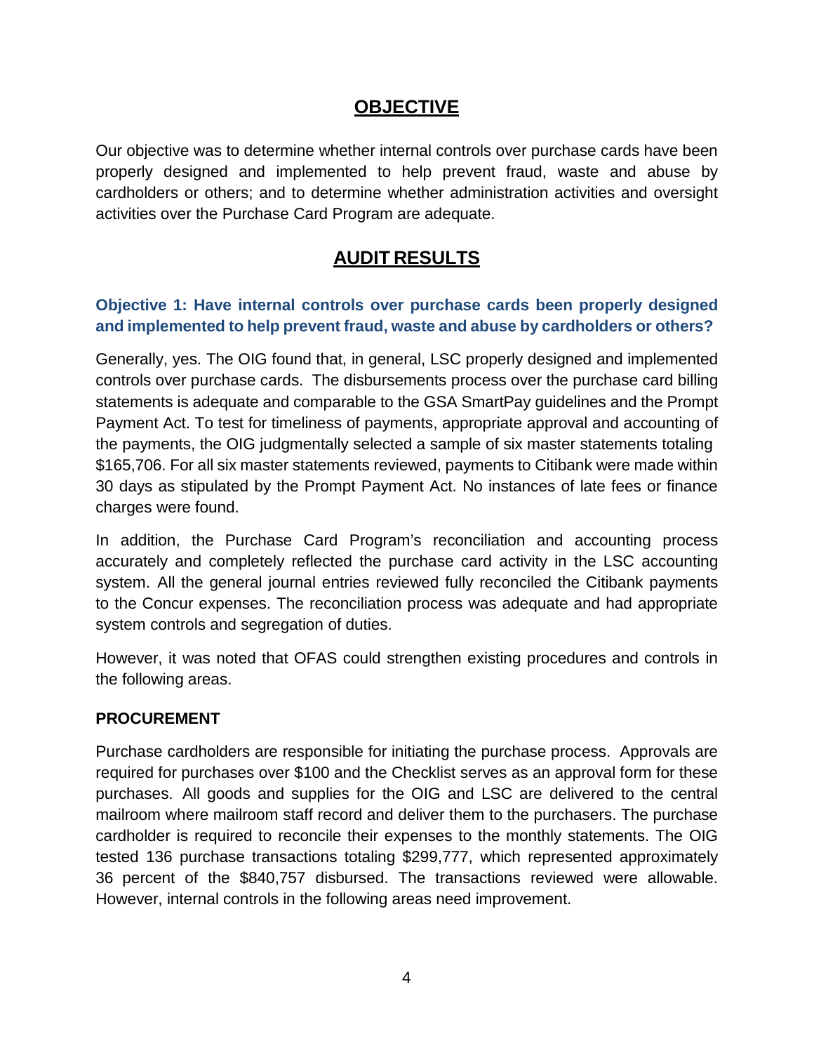## OBJECTIVE

Our objective was to determine whether internal controls over purchase cards have been properly designed and implemented to help prevent fraud, waste and abuse by cardholders or others; and to determine whether administration activities and oversight activities over the Purchase Card Program are adequate.

## AUDIT RESULTS

### Objective 1: Have internal controls over purchase cards been properly designed and implemented to help prevent fraud, waste and abuse by cardholders or others?

Generally, yes. The OIG found that, in general, LSC properly designed and implemented controls over purchase cards. The disbursements process over the purchase card billing statements is adequate and comparable to the GSA SmartPay guidelines and the Prompt Payment Act. To test for timeliness of payments, appropriate approval and accounting of the payments, the OIG judgmentally selected a sample of six master statements totaling $165,706. For all six master statements reviewed, payments to Citibank were made within 30 days as stipulated by the Prompt Payment Act. No instances of late fees or finance charges were found.

In addition, the Purchase Card Program's reconciliation and accounting process accurately and completely reflected the purchase card activity in the LSC accounting system. All the general journal entries reviewed fully reconciled the Citibank payments to the Concur expenses. The reconciliation process was adequate and had appropriate system controls and segregation of duties.

However, it was noted that OFAS could strengthen existing procedures and controls in the following areas.

**PROCUREMENT**

Purchase cardholders are responsible for initiating the purchase process. Approvals are required for purchases over $100 and the Checklist serves as an approval form for these purchases. All goods and supplies for the OIG and LSC are delivered to the central mailroom where mailroom staff record and deliver them to the purchasers. The purchase cardholder is required to reconcile their expenses to the monthly statements. The OIG tested 136 purchase transactions totaling $299,777, which represented approximately 36 percent of the $840,757 disbursed. The transactions reviewed were allowable. However, internal controls in the following areas need improvement.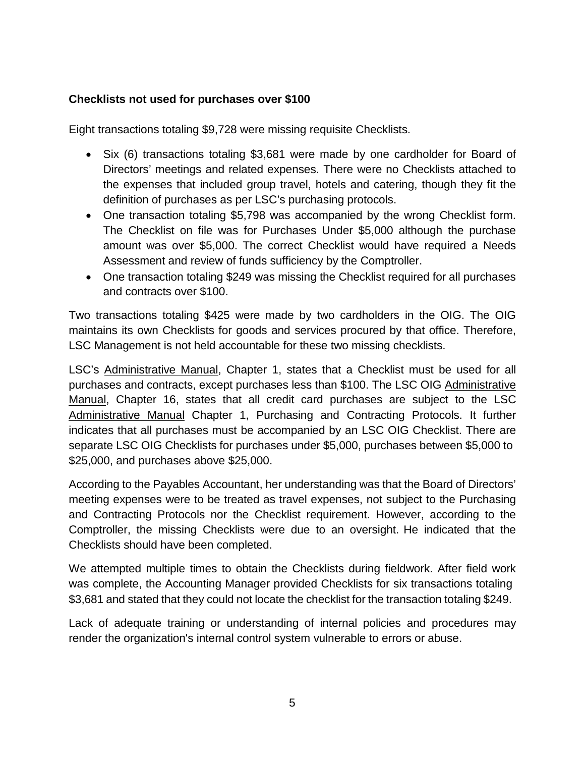**Checklists not used for purchases over $100**

Eight transactions totaling $9,728 were missing requisite Checklists.

- Six (6) transactions totaling $3,681 were made by one cardholder for Board of Directors' meetings and related expenses. There were no Checklists attached to the expenses that included group travel, hotels and catering, though they fit the definition of purchases as per LSC's purchasing protocols.
- One transaction totaling $5,798 was accompanied by the wrong Checklist form. The Checklist on file was for Purchases Under $5,000 although the purchase amount was over $5,000. The correct Checklist would have required a Needs Assessment and review of funds sufficiency by the Comptroller.
- One transaction totaling $249 was missing the Checklist required for all purchases and contracts over $100.

Two transactions totaling $425 were made by two cardholders in the OIG. The OIG maintains its own Checklists for goods and services procured by that office. Therefore, LSC Management is not held accountable for these two missing checklists.

LSC's Administrative Manual, Chapter 1, states that a Checklist must be used for all purchases and contracts, except purchases less than $100. The LSC OIG Administrative Manual, Chapter 16, states that all credit card purchases are subject to the LSC Administrative Manual Chapter 1, Purchasing and Contracting Protocols. It further indicates that all purchases must be accompanied by an LSC OIG Checklist. There are separate LSC OIG Checklists for purchases under $5,000, purchases between $5,000 to $25,000, and purchases above $25,000.

According to the Payables Accountant, her understanding was that the Board of Directors' meeting expenses were to be treated as travel expenses, not subject to the Purchasing and Contracting Protocols nor the Checklist requirement. However, according to the Comptroller, the missing Checklists were due to an oversight. He indicated that the Checklists should have been completed.

We attempted multiple times to obtain the Checklists during fieldwork. After field work was complete, the Accounting Manager provided Checklists for six transactions totaling $3,681 and stated that they could not locate the checklist for the transaction totaling $249.

Lack of adequate training or understanding of internal policies and procedures may render the organization's internal control system vulnerable to errors or abuse.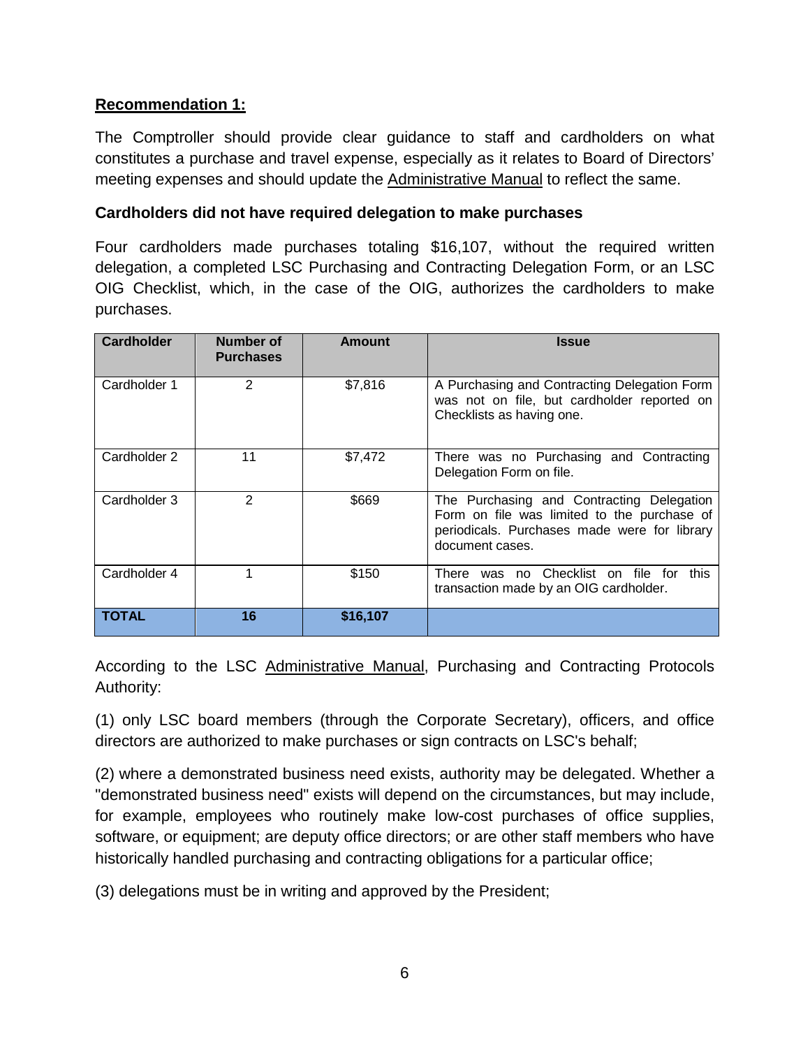**Recommendation 1:**

The Comptroller should provide clear guidance to staff and cardholders on what constitutes a purchase and travel expense, especially as it relates to Board of Directors' meeting expenses and should update the Administrative Manual to reflect the same.

**Cardholders did not have required delegation to make purchases**

Four cardholders made purchases totaling $16,107, without the required written delegation, a completed LSC Purchasing and Contracting Delegation Form, or an LSC OIG Checklist, which, in the case of the OIG, authorizes the cardholders to make purchases.

| Cardholder | Number of Purchases | Amount | Issue |
|---|---|---|---|
| Cardholder 1 | 2 | $7,816 | A Purchasing and Contracting Delegation Form was not on file, but cardholder reported on Checklists as having one. |
| Cardholder 2 | 11 | $7,472 | There was no Purchasing and Contracting Delegation Form on file. |
| Cardholder 3 | 2 | $669 | The Purchasing and Contracting Delegation Form on file was limited to the purchase of periodicals. Purchases made were for library document cases. |
| Cardholder 4 | 1 | $150 | There was no Checklist on file for this transaction made by an OIG cardholder. |
| **TOTAL** | **16** | **$16,107** | |

According to the LSC Administrative Manual, Purchasing and Contracting Protocols Authority:

(1) only LSC board members (through the Corporate Secretary), officers, and office directors are authorized to make purchases or sign contracts on LSC's behalf;

(2) where a demonstrated business need exists, authority may be delegated. Whether a "demonstrated business need" exists will depend on the circumstances, but may include, for example, employees who routinely make low-cost purchases of office supplies, software, or equipment; are deputy office directors; or are other staff members who have historically handled purchasing and contracting obligations for a particular office;

(3) delegations must be in writing and approved by the President;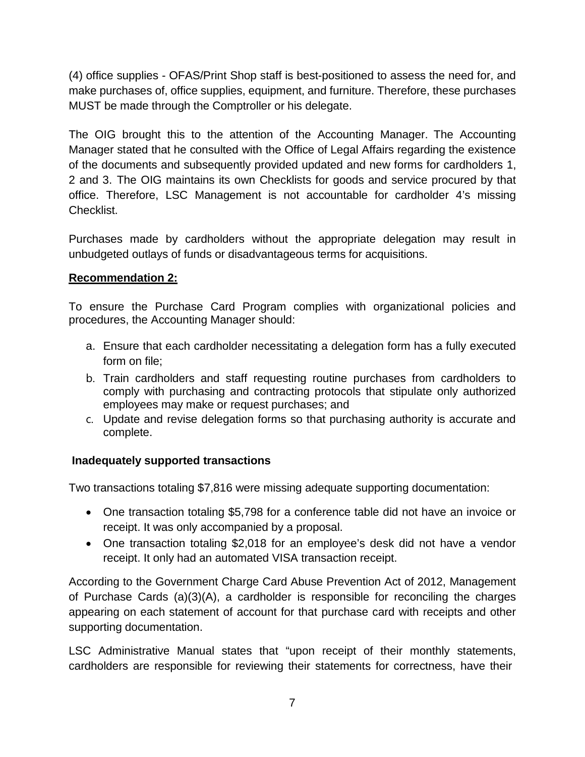(4) office supplies - OFAS/Print Shop staff is best-positioned to assess the need for, and make purchases of, office supplies, equipment, and furniture. Therefore, these purchases MUST be made through the Comptroller or his delegate.

The OIG brought this to the attention of the Accounting Manager. The Accounting Manager stated that he consulted with the Office of Legal Affairs regarding the existence of the documents and subsequently provided updated and new forms for cardholders 1, 2 and 3. The OIG maintains its own Checklists for goods and service procured by that office. Therefore, LSC Management is not accountable for cardholder 4's missing Checklist.

Purchases made by cardholders without the appropriate delegation may result in unbudgeted outlays of funds or disadvantageous terms for acquisitions.

**Recommendation 2:**

To ensure the Purchase Card Program complies with organizational policies and procedures, the Accounting Manager should:

a. Ensure that each cardholder necessitating a delegation form has a fully executed form on file;
b. Train cardholders and staff requesting routine purchases from cardholders to comply with purchasing and contracting protocols that stipulate only authorized employees may make or request purchases; and
c. Update and revise delegation forms so that purchasing authority is accurate and complete.

**Inadequately supported transactions**

Two transactions totaling $7,816 were missing adequate supporting documentation:

- One transaction totaling $5,798 for a conference table did not have an invoice or receipt. It was only accompanied by a proposal.
- One transaction totaling $2,018 for an employee's desk did not have a vendor receipt. It only had an automated VISA transaction receipt.

According to the Government Charge Card Abuse Prevention Act of 2012, Management of Purchase Cards (a)(3)(A), a cardholder is responsible for reconciling the charges appearing on each statement of account for that purchase card with receipts and other supporting documentation.

LSC Administrative Manual states that "upon receipt of their monthly statements, cardholders are responsible for reviewing their statements for correctness, have their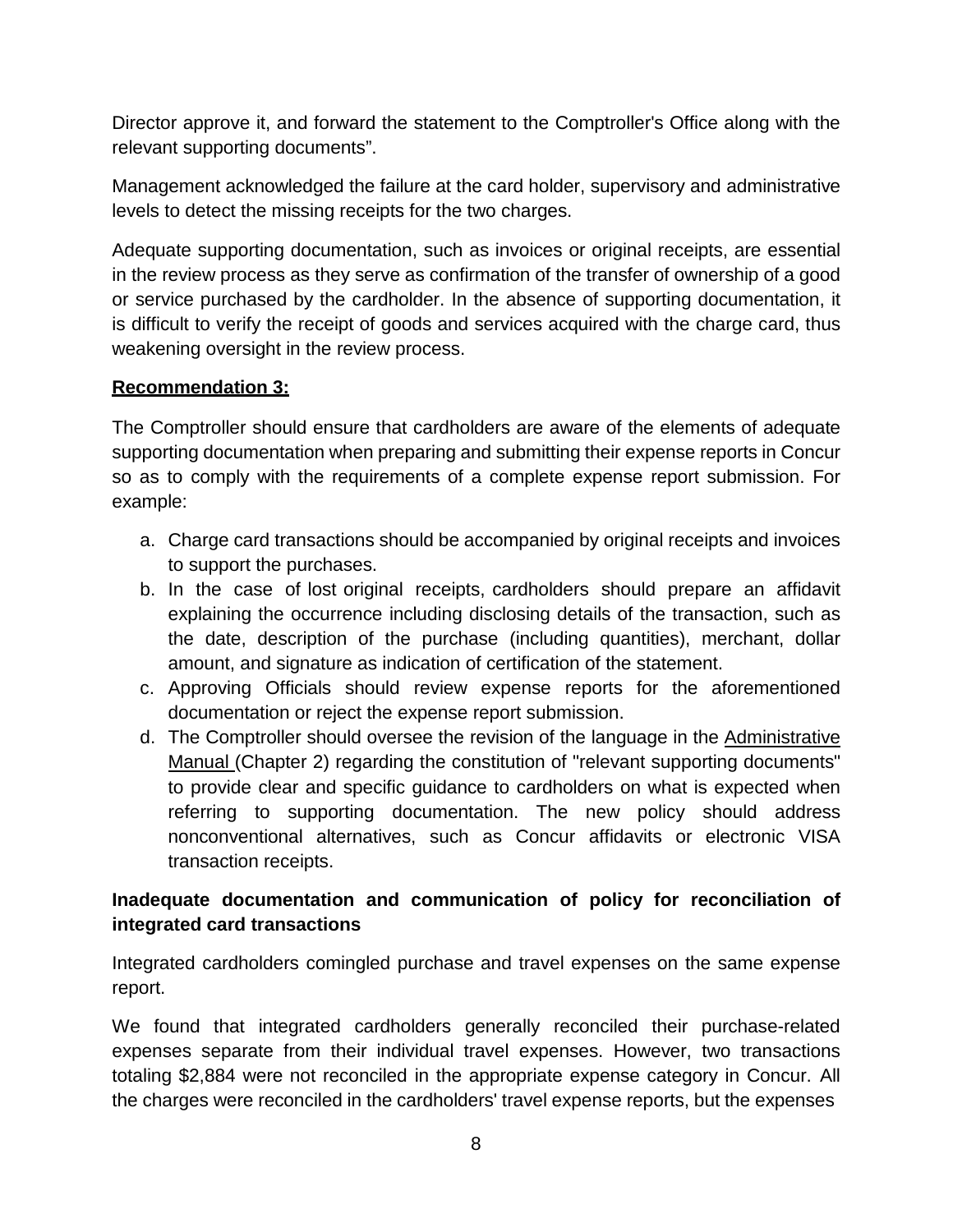Director approve it, and forward the statement to the Comptroller's Office along with the relevant supporting documents".

Management acknowledged the failure at the card holder, supervisory and administrative levels to detect the missing receipts for the two charges.

Adequate supporting documentation, such as invoices or original receipts, are essential in the review process as they serve as confirmation of the transfer of ownership of a good or service purchased by the cardholder. In the absence of supporting documentation, it is difficult to verify the receipt of goods and services acquired with the charge card, thus weakening oversight in the review process.

**Recommendation 3:**

The Comptroller should ensure that cardholders are aware of the elements of adequate supporting documentation when preparing and submitting their expense reports in Concur so as to comply with the requirements of a complete expense report submission. For example:

a. Charge card transactions should be accompanied by original receipts and invoices to support the purchases.
b. In the case of lost original receipts, cardholders should prepare an affidavit explaining the occurrence including disclosing details of the transaction, such as the date, description of the purchase (including quantities), merchant, dollar amount, and signature as indication of certification of the statement.
c. Approving Officials should review expense reports for the aforementioned documentation or reject the expense report submission.
d. The Comptroller should oversee the revision of the language in the Administrative Manual (Chapter 2) regarding the constitution of "relevant supporting documents" to provide clear and specific guidance to cardholders on what is expected when referring to supporting documentation. The new policy should address nonconventional alternatives, such as Concur affidavits or electronic VISA transaction receipts.

**Inadequate documentation and communication of policy for reconciliation of integrated card transactions**

Integrated cardholders comingled purchase and travel expenses on the same expense report.

We found that integrated cardholders generally reconciled their purchase-related expenses separate from their individual travel expenses. However, two transactions totaling $2,884 were not reconciled in the appropriate expense category in Concur. All the charges were reconciled in the cardholders' travel expense reports, but the expenses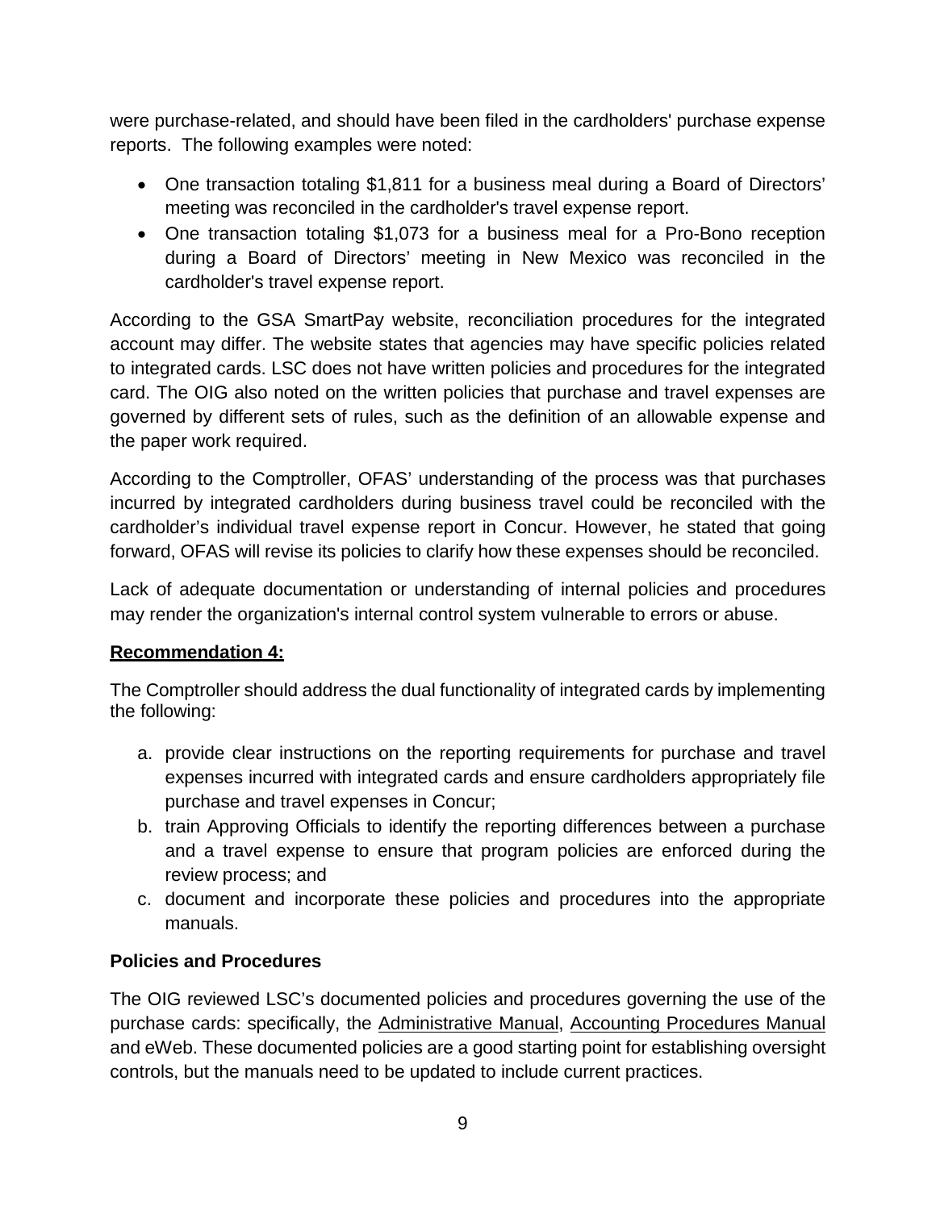were purchase-related, and should have been filed in the cardholders' purchase expense reports. The following examples were noted:

- One transaction totaling $1,811 for a business meal during a Board of Directors' meeting was reconciled in the cardholder's travel expense report.
- One transaction totaling $1,073 for a business meal for a Pro-Bono reception during a Board of Directors' meeting in New Mexico was reconciled in the cardholder's travel expense report.

According to the GSA SmartPay website, reconciliation procedures for the integrated account may differ. The website states that agencies may have specific policies related to integrated cards. LSC does not have written policies and procedures for the integrated card. The OIG also noted on the written policies that purchase and travel expenses are governed by different sets of rules, such as the definition of an allowable expense and the paper work required.

According to the Comptroller, OFAS' understanding of the process was that purchases incurred by integrated cardholders during business travel could be reconciled with the cardholder's individual travel expense report in Concur. However, he stated that going forward, OFAS will revise its policies to clarify how these expenses should be reconciled.

Lack of adequate documentation or understanding of internal policies and procedures may render the organization's internal control system vulnerable to errors or abuse.

**Recommendation 4:**

The Comptroller should address the dual functionality of integrated cards by implementing the following:

a. provide clear instructions on the reporting requirements for purchase and travel expenses incurred with integrated cards and ensure cardholders appropriately file purchase and travel expenses in Concur;
b. train Approving Officials to identify the reporting differences between a purchase and a travel expense to ensure that program policies are enforced during the review process; and
c. document and incorporate these policies and procedures into the appropriate manuals.

**Policies and Procedures**

The OIG reviewed LSC's documented policies and procedures governing the use of the purchase cards: specifically, the Administrative Manual, Accounting Procedures Manual and eWeb. These documented policies are a good starting point for establishing oversight controls, but the manuals need to be updated to include current practices.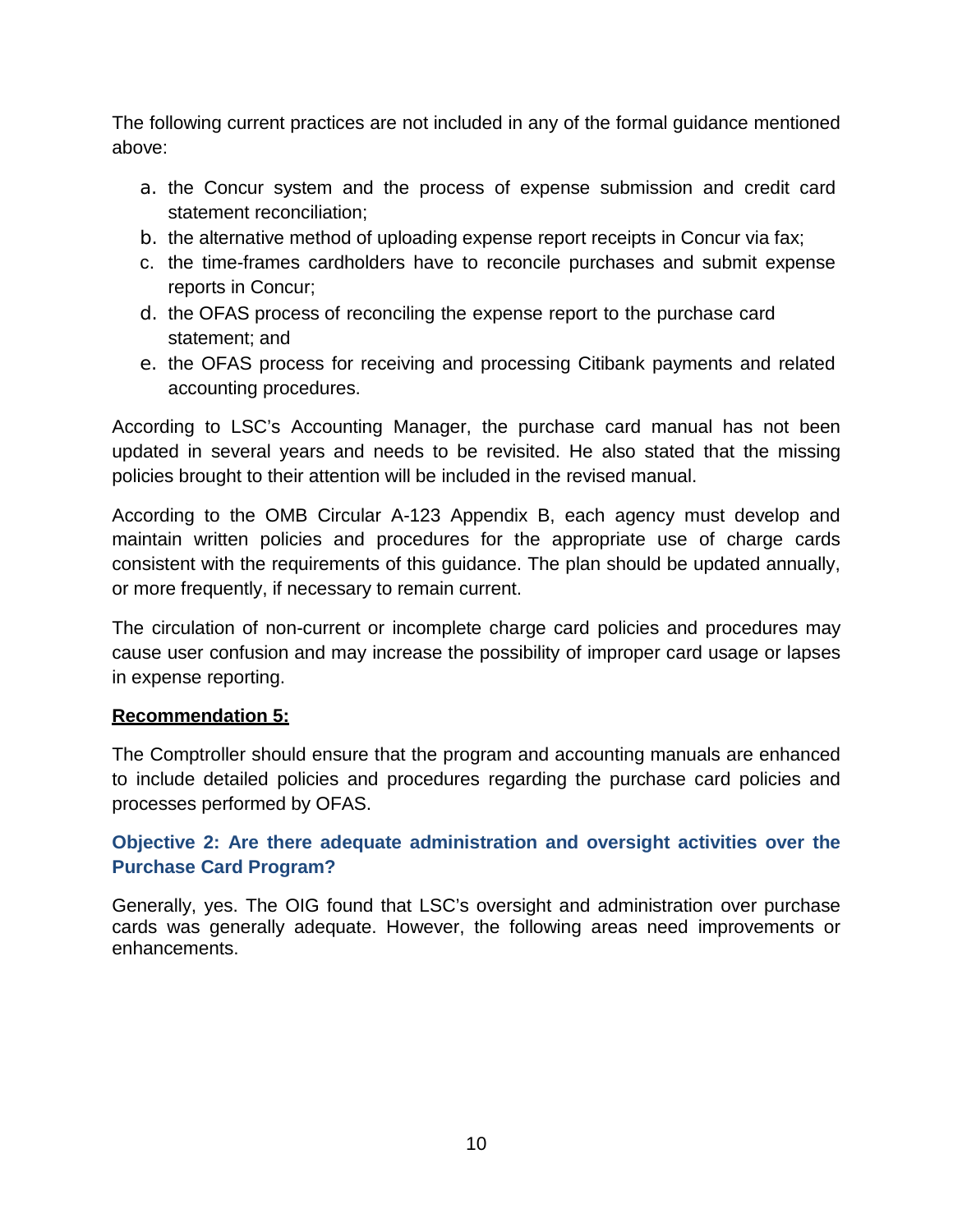The following current practices are not included in any of the formal guidance mentioned above:

a. the Concur system and the process of expense submission and credit card statement reconciliation;
b. the alternative method of uploading expense report receipts in Concur via fax;
c. the time-frames cardholders have to reconcile purchases and submit expense reports in Concur;
d. the OFAS process of reconciling the expense report to the purchase card statement; and
e. the OFAS process for receiving and processing Citibank payments and related accounting procedures.

According to LSC's Accounting Manager, the purchase card manual has not been updated in several years and needs to be revisited. He also stated that the missing policies brought to their attention will be included in the revised manual.

According to the OMB Circular A-123 Appendix B, each agency must develop and maintain written policies and procedures for the appropriate use of charge cards consistent with the requirements of this guidance. The plan should be updated annually, or more frequently, if necessary to remain current.

The circulation of non-current or incomplete charge card policies and procedures may cause user confusion and may increase the possibility of improper card usage or lapses in expense reporting.

**Recommendation 5:**

The Comptroller should ensure that the program and accounting manuals are enhanced to include detailed policies and procedures regarding the purchase card policies and processes performed by OFAS.

### Objective 2: Are there adequate administration and oversight activities over the Purchase Card Program?

Generally, yes. The OIG found that LSC's oversight and administration over purchase cards was generally adequate. However, the following areas need improvements or enhancements.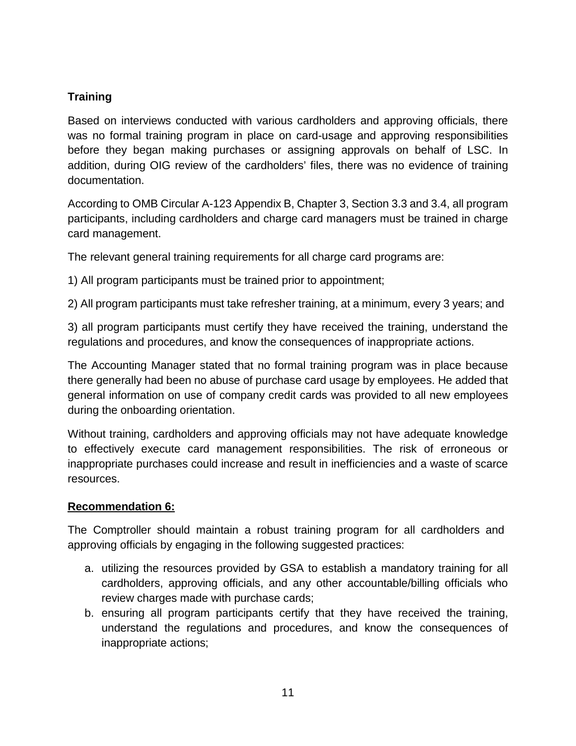### Training

Based on interviews conducted with various cardholders and approving officials, there was no formal training program in place on card-usage and approving responsibilities before they began making purchases or assigning approvals on behalf of LSC. In addition, during OIG review of the cardholders' files, there was no evidence of training documentation.

According to OMB Circular A-123 Appendix B, Chapter 3, Section 3.3 and 3.4, all program participants, including cardholders and charge card managers must be trained in charge card management.

The relevant general training requirements for all charge card programs are:

1) All program participants must be trained prior to appointment;

2) All program participants must take refresher training, at a minimum, every 3 years; and

3) all program participants must certify they have received the training, understand the regulations and procedures, and know the consequences of inappropriate actions.

The Accounting Manager stated that no formal training program was in place because there generally had been no abuse of purchase card usage by employees. He added that general information on use of company credit cards was provided to all new employees during the onboarding orientation.

Without training, cardholders and approving officials may not have adequate knowledge to effectively execute card management responsibilities. The risk of erroneous or inappropriate purchases could increase and result in inefficiencies and a waste of scarce resources.

**Recommendation 6:**

The Comptroller should maintain a robust training program for all cardholders and approving officials by engaging in the following suggested practices:

a. utilizing the resources provided by GSA to establish a mandatory training for all cardholders, approving officials, and any other accountable/billing officials who review charges made with purchase cards;
b. ensuring all program participants certify that they have received the training, understand the regulations and procedures, and know the consequences of inappropriate actions;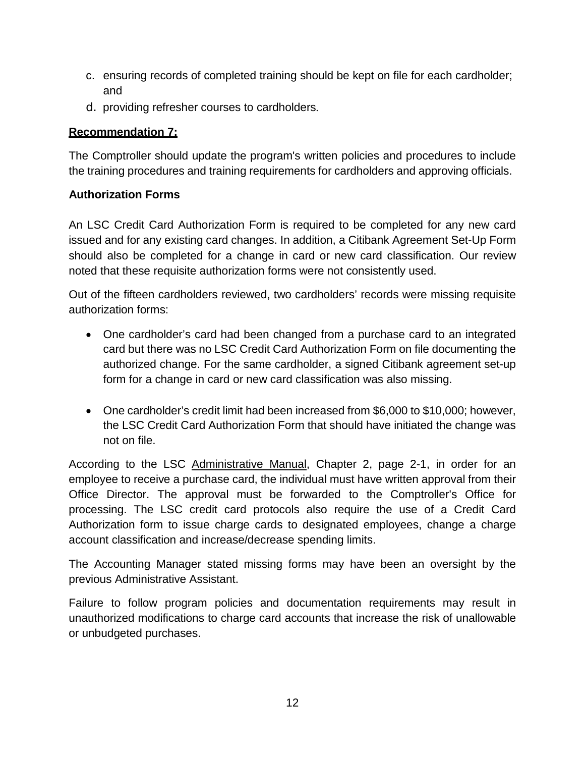c. ensuring records of completed training should be kept on file for each cardholder; and
d. providing refresher courses to cardholders.

**Recommendation 7:**

The Comptroller should update the program's written policies and procedures to include the training procedures and training requirements for cardholders and approving officials.

**Authorization Forms**

An LSC Credit Card Authorization Form is required to be completed for any new card issued and for any existing card changes. In addition, a Citibank Agreement Set-Up Form should also be completed for a change in card or new card classification. Our review noted that these requisite authorization forms were not consistently used.

Out of the fifteen cardholders reviewed, two cardholders' records were missing requisite authorization forms:

- One cardholder's card had been changed from a purchase card to an integrated card but there was no LSC Credit Card Authorization Form on file documenting the authorized change. For the same cardholder, a signed Citibank agreement set-up form for a change in card or new card classification was also missing.
- One cardholder's credit limit had been increased from $6,000 to $10,000; however, the LSC Credit Card Authorization Form that should have initiated the change was not on file.

According to the LSC Administrative Manual, Chapter 2, page 2-1, in order for an employee to receive a purchase card, the individual must have written approval from their Office Director. The approval must be forwarded to the Comptroller's Office for processing. The LSC credit card protocols also require the use of a Credit Card Authorization form to issue charge cards to designated employees, change a charge account classification and increase/decrease spending limits.

The Accounting Manager stated missing forms may have been an oversight by the previous Administrative Assistant.

Failure to follow program policies and documentation requirements may result in unauthorized modifications to charge card accounts that increase the risk of unallowable or unbudgeted purchases.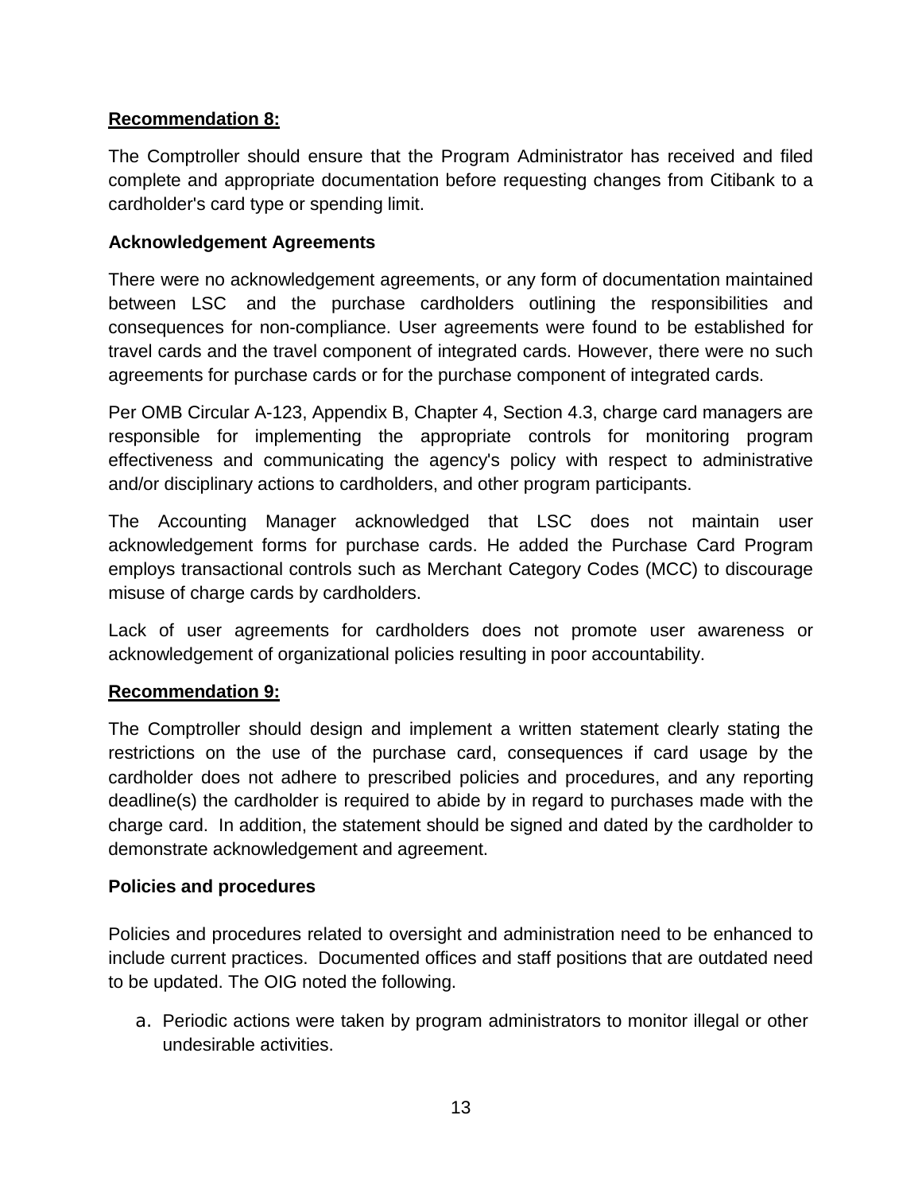**Recommendation 8:**

The Comptroller should ensure that the Program Administrator has received and filed complete and appropriate documentation before requesting changes from Citibank to a cardholder's card type or spending limit.

**Acknowledgement Agreements**

There were no acknowledgement agreements, or any form of documentation maintained between LSC and the purchase cardholders outlining the responsibilities and consequences for non-compliance. User agreements were found to be established for travel cards and the travel component of integrated cards. However, there were no such agreements for purchase cards or for the purchase component of integrated cards.

Per OMB Circular A-123, Appendix B, Chapter 4, Section 4.3, charge card managers are responsible for implementing the appropriate controls for monitoring program effectiveness and communicating the agency's policy with respect to administrative and/or disciplinary actions to cardholders, and other program participants.

The Accounting Manager acknowledged that LSC does not maintain user acknowledgement forms for purchase cards. He added the Purchase Card Program employs transactional controls such as Merchant Category Codes (MCC) to discourage misuse of charge cards by cardholders.

Lack of user agreements for cardholders does not promote user awareness or acknowledgement of organizational policies resulting in poor accountability.

**Recommendation 9:**

The Comptroller should design and implement a written statement clearly stating the restrictions on the use of the purchase card, consequences if card usage by the cardholder does not adhere to prescribed policies and procedures, and any reporting deadline(s) the cardholder is required to abide by in regard to purchases made with the charge card. In addition, the statement should be signed and dated by the cardholder to demonstrate acknowledgement and agreement.

**Policies and procedures**

Policies and procedures related to oversight and administration need to be enhanced to include current practices. Documented offices and staff positions that are outdated need to be updated. The OIG noted the following.

a. Periodic actions were taken by program administrators to monitor illegal or other undesirable activities.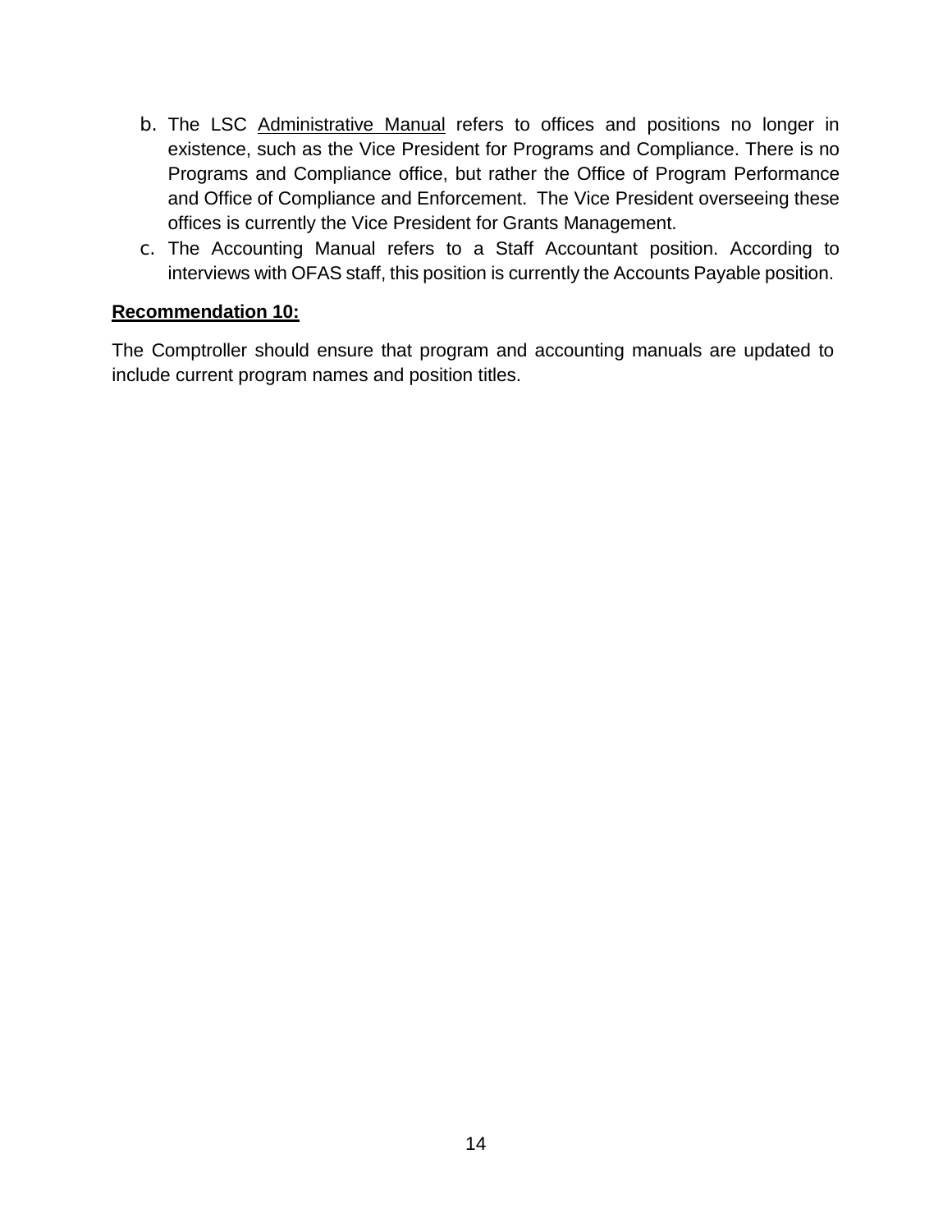b. The LSC Administrative Manual refers to offices and positions no longer in existence, such as the Vice President for Programs and Compliance. There is no Programs and Compliance office, but rather the Office of Program Performance and Office of Compliance and Enforcement. The Vice President overseeing these offices is currently the Vice President for Grants Management.
c. The Accounting Manual refers to a Staff Accountant position. According to interviews with OFAS staff, this position is currently the Accounts Payable position.

**Recommendation 10:**

The Comptroller should ensure that program and accounting manuals are updated to include current program names and position titles.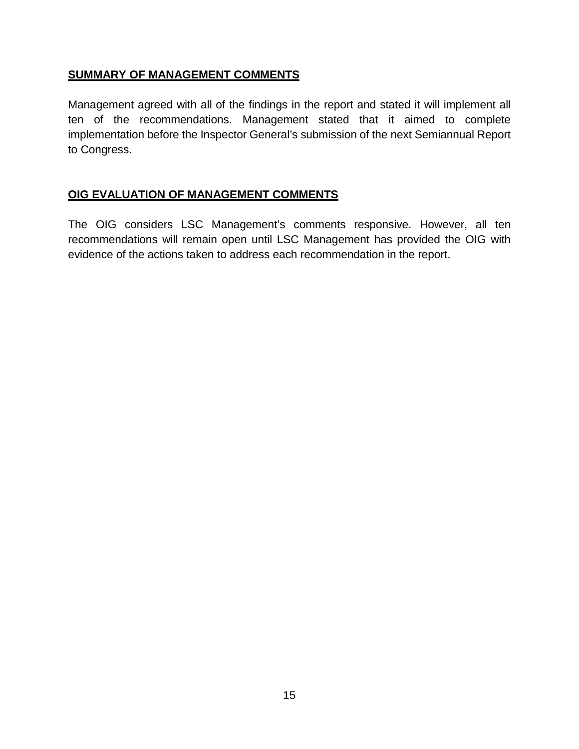## **SUMMARY OF MANAGEMENT COMMENTS**

Management agreed with all of the findings in the report and stated it will implement all ten of the recommendations. Management stated that it aimed to complete implementation before the Inspector General's submission of the next Semiannual Report to Congress.

## **OIG EVALUATION OF MANAGEMENT COMMENTS**

The OIG considers LSC Management's comments responsive. However, all ten recommendations will remain open until LSC Management has provided the OIG with evidence of the actions taken to address each recommendation in the report.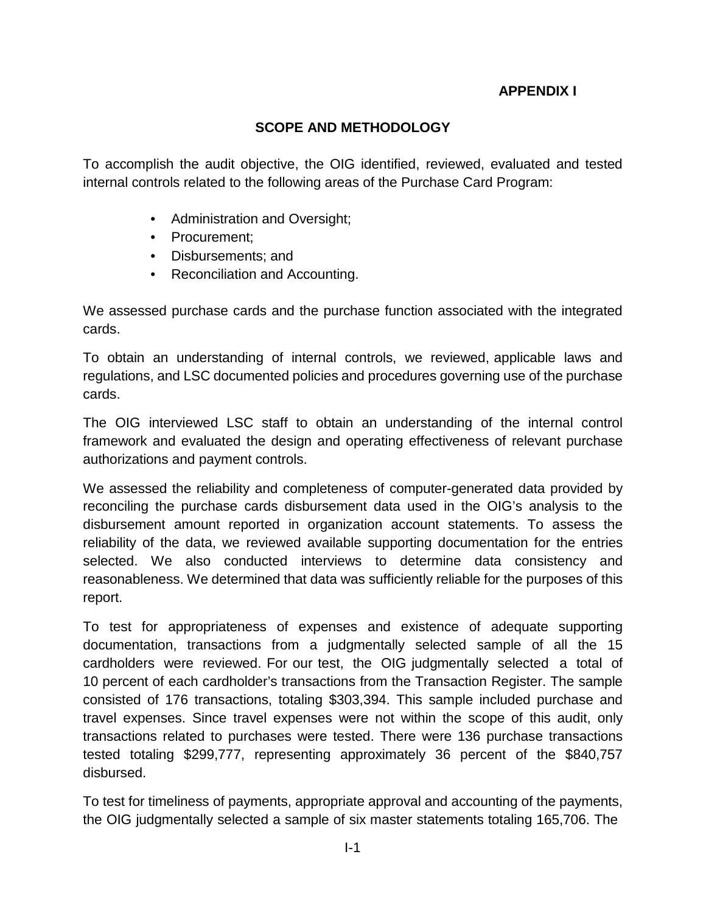**APPENDIX I**

## SCOPE AND METHODOLOGY

To accomplish the audit objective, the OIG identified, reviewed, evaluated and tested internal controls related to the following areas of the Purchase Card Program:

- Administration and Oversight;
- Procurement;
- Disbursements; and
- Reconciliation and Accounting.

We assessed purchase cards and the purchase function associated with the integrated cards.

To obtain an understanding of internal controls, we reviewed, applicable laws and regulations, and LSC documented policies and procedures governing use of the purchase cards.

The OIG interviewed LSC staff to obtain an understanding of the internal control framework and evaluated the design and operating effectiveness of relevant purchase authorizations and payment controls.

We assessed the reliability and completeness of computer-generated data provided by reconciling the purchase cards disbursement data used in the OIG's analysis to the disbursement amount reported in organization account statements. To assess the reliability of the data, we reviewed available supporting documentation for the entries selected. We also conducted interviews to determine data consistency and reasonableness. We determined that data was sufficiently reliable for the purposes of this report.

To test for appropriateness of expenses and existence of adequate supporting documentation, transactions from a judgmentally selected sample of all the 15 cardholders were reviewed. For our test, the OIG judgmentally selected a total of 10 percent of each cardholder's transactions from the Transaction Register. The sample consisted of 176 transactions, totaling $303,394. This sample included purchase and travel expenses. Since travel expenses were not within the scope of this audit, only transactions related to purchases were tested. There were 136 purchase transactions tested totaling $299,777, representing approximately 36 percent of the $840,757 disbursed.

To test for timeliness of payments, appropriate approval and accounting of the payments, the OIG judgmentally selected a sample of six master statements totaling 165,706. The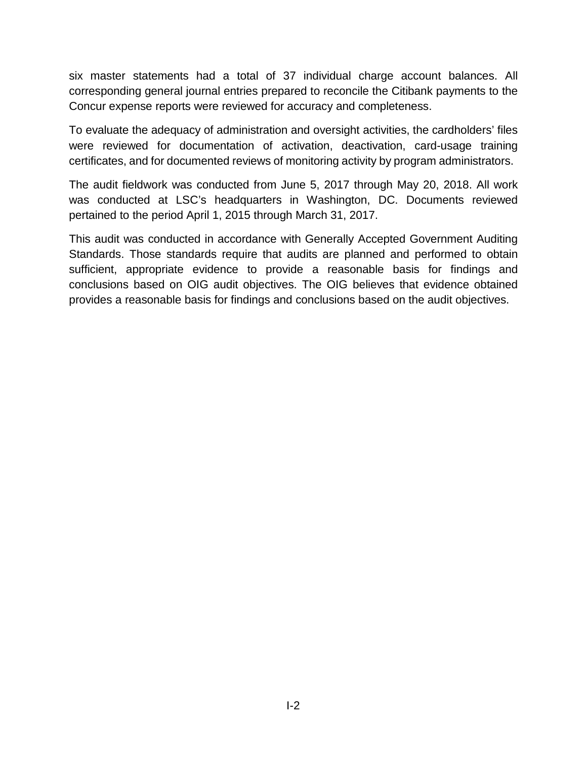six master statements had a total of 37 individual charge account balances. All corresponding general journal entries prepared to reconcile the Citibank payments to the Concur expense reports were reviewed for accuracy and completeness.

To evaluate the adequacy of administration and oversight activities, the cardholders' files were reviewed for documentation of activation, deactivation, card-usage training certificates, and for documented reviews of monitoring activity by program administrators.

The audit fieldwork was conducted from June 5, 2017 through May 20, 2018. All work was conducted at LSC's headquarters in Washington, DC. Documents reviewed pertained to the period April 1, 2015 through March 31, 2017.

This audit was conducted in accordance with Generally Accepted Government Auditing Standards. Those standards require that audits are planned and performed to obtain sufficient, appropriate evidence to provide a reasonable basis for findings and conclusions based on OIG audit objectives. The OIG believes that evidence obtained provides a reasonable basis for findings and conclusions based on the audit objectives.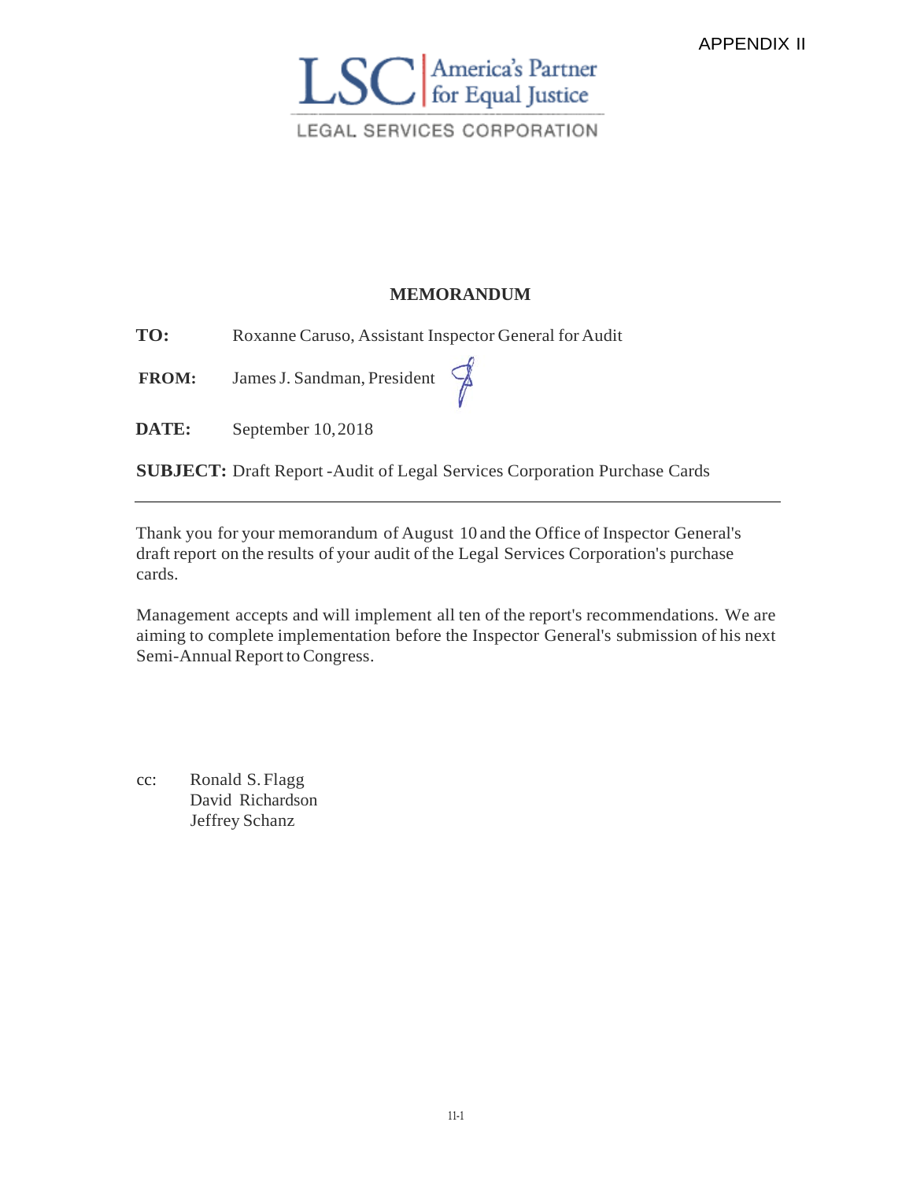APPENDIX II

LSC | America's Partner for Equal Justice

LEGAL SERVICES CORPORATION

**MEMORANDUM**

**TO:** Roxanne Caruso, Assistant Inspector General for Audit

**FROM:** James J. Sandman, President

**DATE:** September 10, 2018

**SUBJECT:** Draft Report -Audit of Legal Services Corporation Purchase Cards

---

Thank you for your memorandum of August 10 and the Office of Inspector General's draft report on the results of your audit of the Legal Services Corporation's purchase cards.

Management accepts and will implement all ten of the report's recommendations. We are aiming to complete implementation before the Inspector General's submission of his next Semi-Annual Report to Congress.

cc: Ronald S. Flagg
David Richardson
Jeffrey Schanz